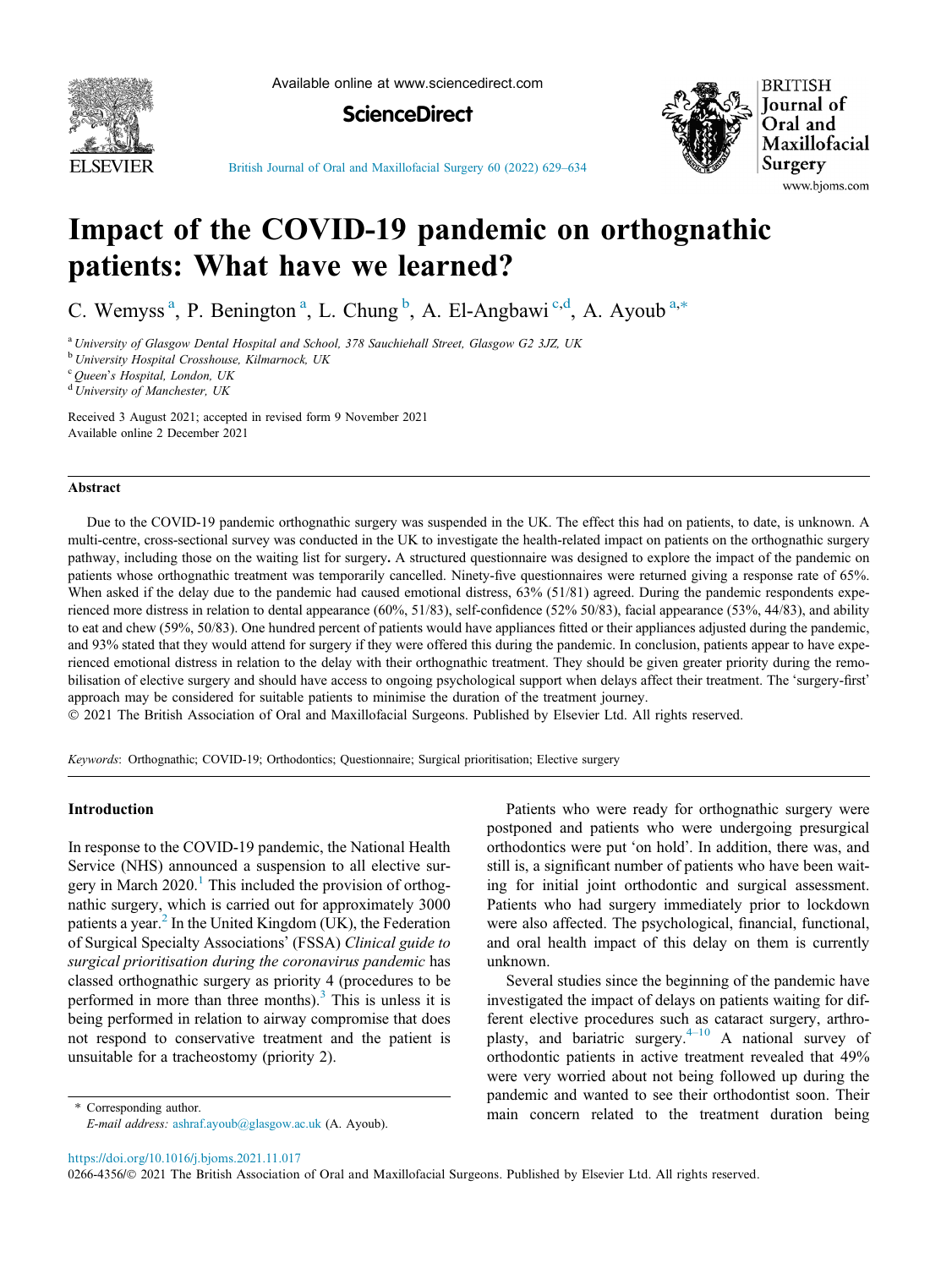# Impact of the COVID-19 pandemic on orthognathic patients: What have we learned?

C. Wemyss[a], P. Benington[a], L. Chung[b], A. El-Angbawi[c,d], A. Ayoub[a,*]

[a] University of Glasgow Dental Hospital and School, 378 Sauchiehall Street, Glasgow G2 3JZ, UK
[b] University Hospital Crosshouse, Kilmarnock, UK
[c] Queen's Hospital, London, UK
[d] University of Manchester, UK

Received 3 August 2021; accepted in revised form 9 November 2021
Available online 2 December 2021

## Abstract

Due to the COVID-19 pandemic orthognathic surgery was suspended in the UK. The effect this had on patients, to date, is unknown. A multi-centre, cross-sectional survey was conducted in the UK to investigate the health-related impact on patients on the orthognathic surgery pathway, including those on the waiting list for surgery**.** A structured questionnaire was designed to explore the impact of the pandemic on patients whose orthognathic treatment was temporarily cancelled. Ninety-five questionnaires were returned giving a response rate of 65%. When asked if the delay due to the pandemic had caused emotional distress, 63% (51/81) agreed. During the pandemic respondents experienced more distress in relation to dental appearance (60%, 51/83), self-confidence (52% 50/83), facial appearance (53%, 44/83), and ability to eat and chew (59%, 50/83). One hundred percent of patients would have appliances fitted or their appliances adjusted during the pandemic, and 93% stated that they would attend for surgery if they were offered this during the pandemic. In conclusion, patients appear to have experienced emotional distress in relation to the delay with their orthognathic treatment. They should be given greater priority during the remobilisation of elective surgery and should have access to ongoing psychological support when delays affect their treatment. The 'surgery-first' approach may be considered for suitable patients to minimise the duration of the treatment journey.

© 2021 The British Association of Oral and Maxillofacial Surgeons. Published by Elsevier Ltd. All rights reserved.

*Keywords*: Orthognathic; COVID-19; Orthodontics; Questionnaire; Surgical prioritisation; Elective surgery

## Introduction

In response to the COVID-19 pandemic, the National Health Service (NHS) announced a suspension to all elective surgery in March 2020.[1] This included the provision of orthognathic surgery, which is carried out for approximately 3000 patients a year.[2] In the United Kingdom (UK), the Federation of Surgical Specialty Associations' (FSSA) *Clinical guide to surgical prioritisation during the coronavirus pandemic* has classed orthognathic surgery as priority 4 (procedures to be performed in more than three months).[3] This is unless it is being performed in relation to airway compromise that does not respond to conservative treatment and the patient is unsuitable for a tracheostomy (priority 2).

Patients who were ready for orthognathic surgery were postponed and patients who were undergoing presurgical orthodontics were put 'on hold'. In addition, there was, and still is, a significant number of patients who have been waiting for initial joint orthodontic and surgical assessment. Patients who had surgery immediately prior to lockdown were also affected. The psychological, financial, functional, and oral health impact of this delay on them is currently unknown.

Several studies since the beginning of the pandemic have investigated the impact of delays on patients waiting for different elective procedures such as cataract surgery, arthroplasty, and bariatric surgery.[4–10] A national survey of orthodontic patients in active treatment revealed that 49% were very worried about not being followed up during the pandemic and wanted to see their orthodontist soon. Their main concern related to the treatment duration being

\* Corresponding author.
*E-mail address:* ashraf.ayoub@glasgow.ac.uk (A. Ayoub).

https://doi.org/10.1016/j.bjoms.2021.11.017
0266-4356/© 2021 The British Association of Oral and Maxillofacial Surgeons. Published by Elsevier Ltd. All rights reserved.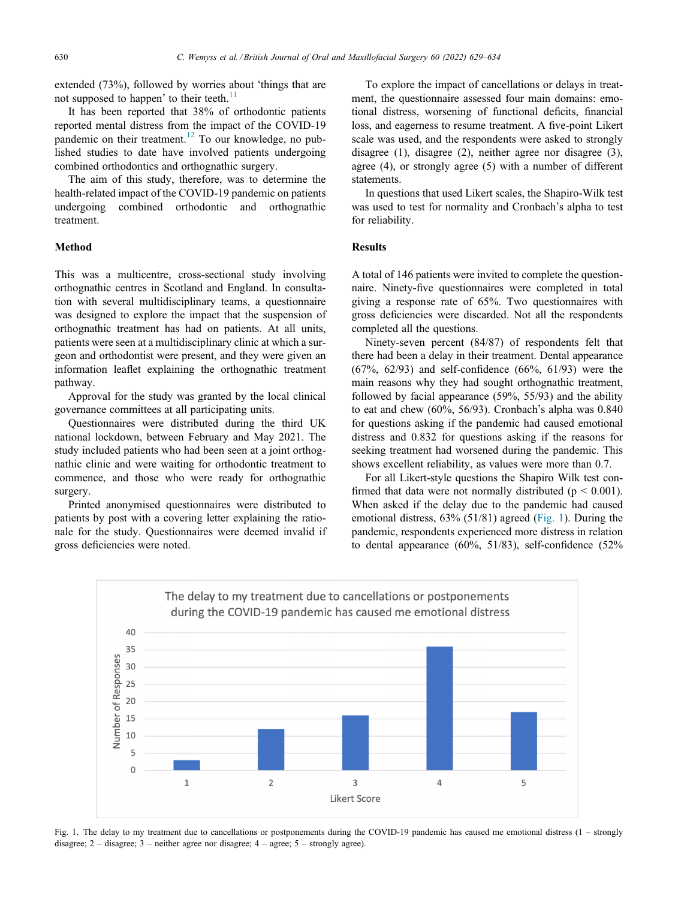extended (73%), followed by worries about 'things that are not supposed to happen' to their teeth.[11]

It has been reported that 38% of orthodontic patients reported mental distress from the impact of the COVID-19 pandemic on their treatment.[12] To our knowledge, no published studies to date have involved patients undergoing combined orthodontics and orthognathic surgery.

The aim of this study, therefore, was to determine the health-related impact of the COVID-19 pandemic on patients undergoing combined orthodontic and orthognathic treatment.

## Method

This was a multicentre, cross-sectional study involving orthognathic centres in Scotland and England. In consultation with several multidisciplinary teams, a questionnaire was designed to explore the impact that the suspension of orthognathic treatment has had on patients. At all units, patients were seen at a multidisciplinary clinic at which a surgeon and orthodontist were present, and they were given an information leaflet explaining the orthognathic treatment pathway.

Approval for the study was granted by the local clinical governance committees at all participating units.

Questionnaires were distributed during the third UK national lockdown, between February and May 2021. The study included patients who had been seen at a joint orthognathic clinic and were waiting for orthodontic treatment to commence, and those who were ready for orthognathic surgery.

Printed anonymised questionnaires were distributed to patients by post with a covering letter explaining the rationale for the study. Questionnaires were deemed invalid if gross deficiencies were noted.

To explore the impact of cancellations or delays in treatment, the questionnaire assessed four main domains: emotional distress, worsening of functional deficits, financial loss, and eagerness to resume treatment. A five-point Likert scale was used, and the respondents were asked to strongly disagree (1), disagree (2), neither agree nor disagree (3), agree (4), or strongly agree (5) with a number of different statements.

In questions that used Likert scales, the Shapiro-Wilk test was used to test for normality and Cronbach's alpha to test for reliability.

## Results

A total of 146 patients were invited to complete the questionnaire. Ninety-five questionnaires were completed in total giving a response rate of 65%. Two questionnaires with gross deficiencies were discarded. Not all the respondents completed all the questions.

Ninety-seven percent (84/87) of respondents felt that there had been a delay in their treatment. Dental appearance (67%, 62/93) and self-confidence (66%, 61/93) were the main reasons why they had sought orthognathic treatment, followed by facial appearance (59%, 55/93) and the ability to eat and chew (60%, 56/93). Cronbach's alpha was 0.840 for questions asking if the pandemic had caused emotional distress and 0.832 for questions asking if the reasons for seeking treatment had worsened during the pandemic. This shows excellent reliability, as values were more than 0.7.

For all Likert-style questions the Shapiro Wilk test confirmed that data were not normally distributed ($p < 0.001$). When asked if the delay due to the pandemic had caused emotional distress, 63% (51/81) agreed (Fig. 1). During the pandemic, respondents experienced more distress in relation to dental appearance (60%, 51/83), self-confidence (52%

Fig. 1. The delay to my treatment due to cancellations or postponements during the COVID-19 pandemic has caused me emotional distress (1 – strongly disagree; 2 – disagree; 3 – neither agree nor disagree; 4 – agree; 5 – strongly agree).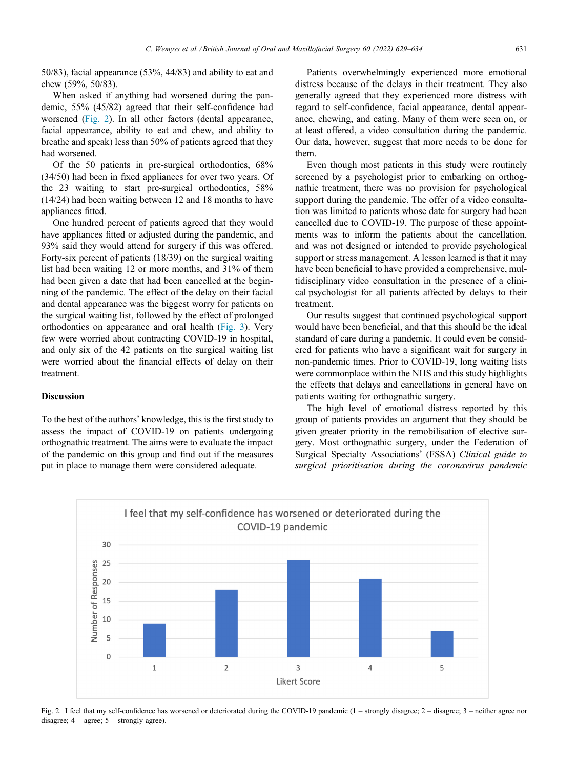50/83), facial appearance (53%, 44/83) and ability to eat and chew (59%, 50/83).

When asked if anything had worsened during the pandemic, 55% (45/82) agreed that their self-confidence had worsened (Fig. 2). In all other factors (dental appearance, facial appearance, ability to eat and chew, and ability to breathe and speak) less than 50% of patients agreed that they had worsened.

Of the 50 patients in pre-surgical orthodontics, 68% (34/50) had been in fixed appliances for over two years. Of the 23 waiting to start pre-surgical orthodontics, 58% (14/24) had been waiting between 12 and 18 months to have appliances fitted.

One hundred percent of patients agreed that they would have appliances fitted or adjusted during the pandemic, and 93% said they would attend for surgery if this was offered. Forty-six percent of patients (18/39) on the surgical waiting list had been waiting 12 or more months, and 31% of them had been given a date that had been cancelled at the beginning of the pandemic. The effect of the delay on their facial and dental appearance was the biggest worry for patients on the surgical waiting list, followed by the effect of prolonged orthodontics on appearance and oral health (Fig. 3). Very few were worried about contracting COVID-19 in hospital, and only six of the 42 patients on the surgical waiting list were worried about the financial effects of delay on their treatment.

## Discussion

To the best of the authors' knowledge, this is the first study to assess the impact of COVID-19 on patients undergoing orthognathic treatment. The aims were to evaluate the impact of the pandemic on this group and find out if the measures put in place to manage them were considered adequate.

Patients overwhelmingly experienced more emotional distress because of the delays in their treatment. They also generally agreed that they experienced more distress with regard to self-confidence, facial appearance, dental appearance, chewing, and eating. Many of them were seen on, or at least offered, a video consultation during the pandemic. Our data, however, suggest that more needs to be done for them.

Even though most patients in this study were routinely screened by a psychologist prior to embarking on orthognathic treatment, there was no provision for psychological support during the pandemic. The offer of a video consultation was limited to patients whose date for surgery had been cancelled due to COVID-19. The purpose of these appointments was to inform the patients about the cancellation, and was not designed or intended to provide psychological support or stress management. A lesson learned is that it may have been beneficial to have provided a comprehensive, multidisciplinary video consultation in the presence of a clinical psychologist for all patients affected by delays to their treatment.

Our results suggest that continued psychological support would have been beneficial, and that this should be the ideal standard of care during a pandemic. It could even be considered for patients who have a significant wait for surgery in non-pandemic times. Prior to COVID-19, long waiting lists were commonplace within the NHS and this study highlights the effects that delays and cancellations in general have on patients waiting for orthognathic surgery.

The high level of emotional distress reported by this group of patients provides an argument that they should be given greater priority in the remobilisation of elective surgery. Most orthognathic surgery, under the Federation of Surgical Specialty Associations' (FSSA) *Clinical guide to surgical prioritisation during the coronavirus pandemic*

Fig. 2. I feel that my self-confidence has worsened or deteriorated during the COVID-19 pandemic (1 – strongly disagree; 2 – disagree; 3 – neither agree nor disagree; 4 – agree; 5 – strongly agree).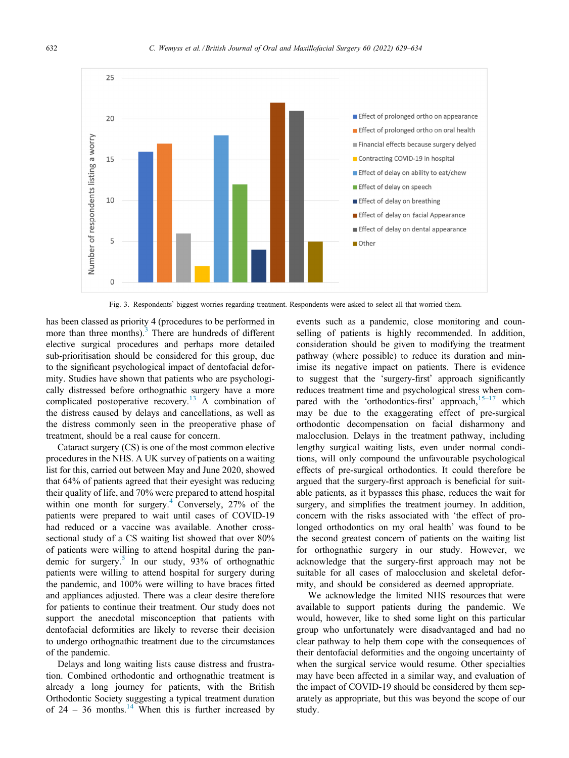Fig. 3. Respondents' biggest worries regarding treatment. Respondents were asked to select all that worried them.

has been classed as priority 4 (procedures to be performed in more than three months).[3] There are hundreds of different elective surgical procedures and perhaps more detailed sub-prioritisation should be considered for this group, due to the significant psychological impact of dentofacial deformity. Studies have shown that patients who are psychologically distressed before orthognathic surgery have a more complicated postoperative recovery.[13] A combination of the distress caused by delays and cancellations, as well as the distress commonly seen in the preoperative phase of treatment, should be a real cause for concern.

Cataract surgery (CS) is one of the most common elective procedures in the NHS. A UK survey of patients on a waiting list for this, carried out between May and June 2020, showed that 64% of patients agreed that their eyesight was reducing their quality of life, and 70% were prepared to attend hospital within one month for surgery.[4] Conversely, 27% of the patients were prepared to wait until cases of COVID-19 had reduced or a vaccine was available. Another cross-sectional study of a CS waiting list showed that over 80% of patients were willing to attend hospital during the pandemic for surgery.[5] In our study, 93% of orthognathic patients were willing to attend hospital for surgery during the pandemic, and 100% were willing to have braces fitted and appliances adjusted. There was a clear desire therefore for patients to continue their treatment. Our study does not support the anecdotal misconception that patients with dentofacial deformities are likely to reverse their decision to undergo orthognathic treatment due to the circumstances of the pandemic.

Delays and long waiting lists cause distress and frustration. Combined orthodontic and orthognathic treatment is already a long journey for patients, with the British Orthodontic Society suggesting a typical treatment duration of 24 – 36 months.[14] When this is further increased by events such as a pandemic, close monitoring and counselling of patients is highly recommended. In addition, consideration should be given to modifying the treatment pathway (where possible) to reduce its duration and minimise its negative impact on patients. There is evidence to suggest that the 'surgery-first' approach significantly reduces treatment time and psychological stress when compared with the 'orthodontics-first' approach,[15–17] which may be due to the exaggerating effect of pre-surgical orthodontic decompensation on facial disharmony and malocclusion. Delays in the treatment pathway, including lengthy surgical waiting lists, even under normal conditions, will only compound the unfavourable psychological effects of pre-surgical orthodontics. It could therefore be argued that the surgery-first approach is beneficial for suitable patients, as it bypasses this phase, reduces the wait for surgery, and simplifies the treatment journey. In addition, concern with the risks associated with 'the effect of prolonged orthodontics on my oral health' was found to be the second greatest concern of patients on the waiting list for orthognathic surgery in our study. However, we acknowledge that the surgery-first approach may not be suitable for all cases of malocclusion and skeletal deformity, and should be considered as deemed appropriate.

We acknowledge the limited NHS resources that were available to support patients during the pandemic. We would, however, like to shed some light on this particular group who unfortunately were disadvantaged and had no clear pathway to help them cope with the consequences of their dentofacial deformities and the ongoing uncertainty of when the surgical service would resume. Other specialties may have been affected in a similar way, and evaluation of the impact of COVID-19 should be considered by them separately as appropriate, but this was beyond the scope of our study.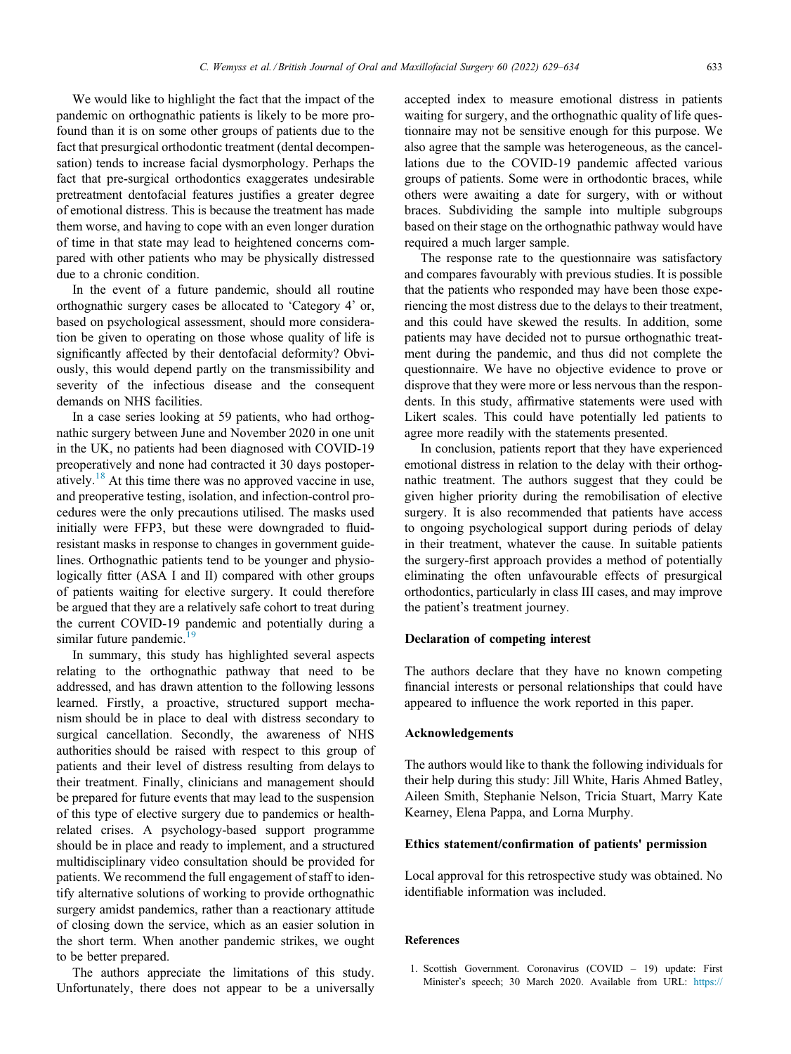We would like to highlight the fact that the impact of the pandemic on orthognathic patients is likely to be more profound than it is on some other groups of patients due to the fact that presurgical orthodontic treatment (dental decompensation) tends to increase facial dysmorphology. Perhaps the fact that pre-surgical orthodontics exaggerates undesirable pretreatment dentofacial features justifies a greater degree of emotional distress. This is because the treatment has made them worse, and having to cope with an even longer duration of time in that state may lead to heightened concerns compared with other patients who may be physically distressed due to a chronic condition.

In the event of a future pandemic, should all routine orthognathic surgery cases be allocated to 'Category 4' or, based on psychological assessment, should more consideration be given to operating on those whose quality of life is significantly affected by their dentofacial deformity? Obviously, this would depend partly on the transmissibility and severity of the infectious disease and the consequent demands on NHS facilities.

In a case series looking at 59 patients, who had orthognathic surgery between June and November 2020 in one unit in the UK, no patients had been diagnosed with COVID-19 preoperatively and none had contracted it 30 days postoperatively.[18] At this time there was no approved vaccine in use, and preoperative testing, isolation, and infection-control procedures were the only precautions utilised. The masks used initially were FFP3, but these were downgraded to fluid-resistant masks in response to changes in government guidelines. Orthognathic patients tend to be younger and physiologically fitter (ASA I and II) compared with other groups of patients waiting for elective surgery. It could therefore be argued that they are a relatively safe cohort to treat during the current COVID-19 pandemic and potentially during a similar future pandemic.[19]

In summary, this study has highlighted several aspects relating to the orthognathic pathway that need to be addressed, and has drawn attention to the following lessons learned. Firstly, a proactive, structured support mechanism should be in place to deal with distress secondary to surgical cancellation. Secondly, the awareness of NHS authorities should be raised with respect to this group of patients and their level of distress resulting from delays to their treatment. Finally, clinicians and management should be prepared for future events that may lead to the suspension of this type of elective surgery due to pandemics or health-related crises. A psychology-based support programme should be in place and ready to implement, and a structured multidisciplinary video consultation should be provided for patients. We recommend the full engagement of staff to identify alternative solutions of working to provide orthognathic surgery amidst pandemics, rather than a reactionary attitude of closing down the service, which as an easier solution in the short term. When another pandemic strikes, we ought to be better prepared.

The authors appreciate the limitations of this study. Unfortunately, there does not appear to be a universally accepted index to measure emotional distress in patients waiting for surgery, and the orthognathic quality of life questionnaire may not be sensitive enough for this purpose. We also agree that the sample was heterogeneous, as the cancellations due to the COVID-19 pandemic affected various groups of patients. Some were in orthodontic braces, while others were awaiting a date for surgery, with or without braces. Subdividing the sample into multiple subgroups based on their stage on the orthognathic pathway would have required a much larger sample.

The response rate to the questionnaire was satisfactory and compares favourably with previous studies. It is possible that the patients who responded may have been those experiencing the most distress due to the delays to their treatment, and this could have skewed the results. In addition, some patients may have decided not to pursue orthognathic treatment during the pandemic, and thus did not complete the questionnaire. We have no objective evidence to prove or disprove that they were more or less nervous than the respondents. In this study, affirmative statements were used with Likert scales. This could have potentially led patients to agree more readily with the statements presented.

In conclusion, patients report that they have experienced emotional distress in relation to the delay with their orthognathic treatment. The authors suggest that they could be given higher priority during the remobilisation of elective surgery. It is also recommended that patients have access to ongoing psychological support during periods of delay in their treatment, whatever the cause. In suitable patients the surgery-first approach provides a method of potentially eliminating the often unfavourable effects of presurgical orthodontics, particularly in class III cases, and may improve the patient's treatment journey.

## Declaration of competing interest

The authors declare that they have no known competing financial interests or personal relationships that could have appeared to influence the work reported in this paper.

## Acknowledgements

The authors would like to thank the following individuals for their help during this study: Jill White, Haris Ahmed Batley, Aileen Smith, Stephanie Nelson, Tricia Stuart, Marry Kate Kearney, Elena Pappa, and Lorna Murphy.

## Ethics statement/confirmation of patients' permission

Local approval for this retrospective study was obtained. No identifiable information was included.

## References

1. Scottish Government. Coronavirus (COVID – 19) update: First Minister's speech; 30 March 2020. Available from URL: https://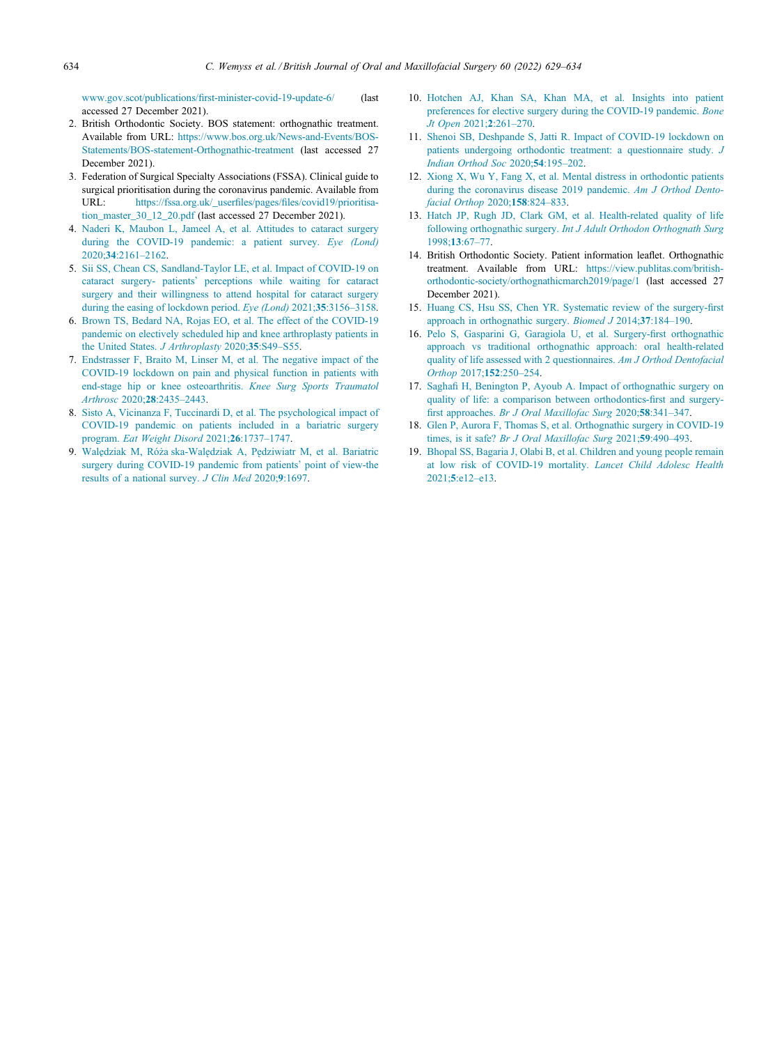www.gov.scot/publications/first-minister-covid-19-update-6/ (last accessed 27 December 2021).

2. British Orthodontic Society. BOS statement: orthognathic treatment. Available from URL: https://www.bos.org.uk/News-and-Events/BOS-Statements/BOS-statement-Orthognathic-treatment (last accessed 27 December 2021).
3. Federation of Surgical Specialty Associations (FSSA). Clinical guide to surgical prioritisation during the coronavirus pandemic. Available from URL: https://fssa.org.uk/_userfiles/pages/files/covid19/prioritisation_master_30_12_20.pdf (last accessed 27 December 2021).
4. Naderi K, Maubon L, Jameel A, et al. Attitudes to cataract surgery during the COVID-19 pandemic: a patient survey. *Eye (Lond)* 2020;**34**:2161–2162.
5. Sii SS, Chean CS, Sandland-Taylor LE, et al. Impact of COVID-19 on cataract surgery- patients' perceptions while waiting for cataract surgery and their willingness to attend hospital for cataract surgery during the easing of lockdown period. *Eye (Lond)* 2021;**35**:3156–3158.
6. Brown TS, Bedard NA, Rojas EO, et al. The effect of the COVID-19 pandemic on electively scheduled hip and knee arthroplasty patients in the United States. *J Arthroplasty* 2020;**35**:S49–S55.
7. Endstrasser F, Braito M, Linser M, et al. The negative impact of the COVID-19 lockdown on pain and physical function in patients with end-stage hip or knee osteoarthritis. *Knee Surg Sports Traumatol Arthrosc* 2020;**28**:2435–2443.
8. Sisto A, Vicinanza F, Tuccinardi D, et al. The psychological impact of COVID-19 pandemic on patients included in a bariatric surgery program. *Eat Weight Disord* 2021;**26**:1737–1747.
9. Walędziak M, Róża ska-Walędziak A, Pędziwiatr M, et al. Bariatric surgery during COVID-19 pandemic from patients' point of view-the results of a national survey. *J Clin Med* 2020;**9**:1697.
10. Hotchen AJ, Khan SA, Khan MA, et al. Insights into patient preferences for elective surgery during the COVID-19 pandemic. *Bone Jt Open* 2021;**2**:261–270.
11. Shenoi SB, Deshpande S, Jatti R. Impact of COVID-19 lockdown on patients undergoing orthodontic treatment: a questionnaire study. *J Indian Orthod Soc* 2020;**54**:195–202.
12. Xiong X, Wu Y, Fang X, et al. Mental distress in orthodontic patients during the coronavirus disease 2019 pandemic. *Am J Orthod Dentofacial Orthop* 2020;**158**:824–833.
13. Hatch JP, Rugh JD, Clark GM, et al. Health-related quality of life following orthognathic surgery. *Int J Adult Orthodon Orthognath Surg* 1998;**13**:67–77.
14. British Orthodontic Society. Patient information leaflet. Orthognathic treatment. Available from URL: https://view.publitas.com/british-orthodontic-society/orthognathicmarch2019/page/1 (last accessed 27 December 2021).
15. Huang CS, Hsu SS, Chen YR. Systematic review of the surgery-first approach in orthognathic surgery. *Biomed J* 2014;**37**:184–190.
16. Pelo S, Gasparini G, Garagiola U, et al. Surgery-first orthognathic approach vs traditional orthognathic approach: oral health-related quality of life assessed with 2 questionnaires. *Am J Orthod Dentofacial Orthop* 2017;**152**:250–254.
17. Saghafi H, Benington P, Ayoub A. Impact of orthognathic surgery on quality of life: a comparison between orthodontics-first and surgery-first approaches. *Br J Oral Maxillofac Surg* 2020;**58**:341–347.
18. Glen P, Aurora F, Thomas S, et al. Orthognathic surgery in COVID-19 times, is it safe? *Br J Oral Maxillofac Surg* 2021;**59**:490–493.
19. Bhopal SS, Bagaria J, Olabi B, et al. Children and young people remain at low risk of COVID-19 mortality. *Lancet Child Adolesc Health* 2021;**5**:e12–e13.